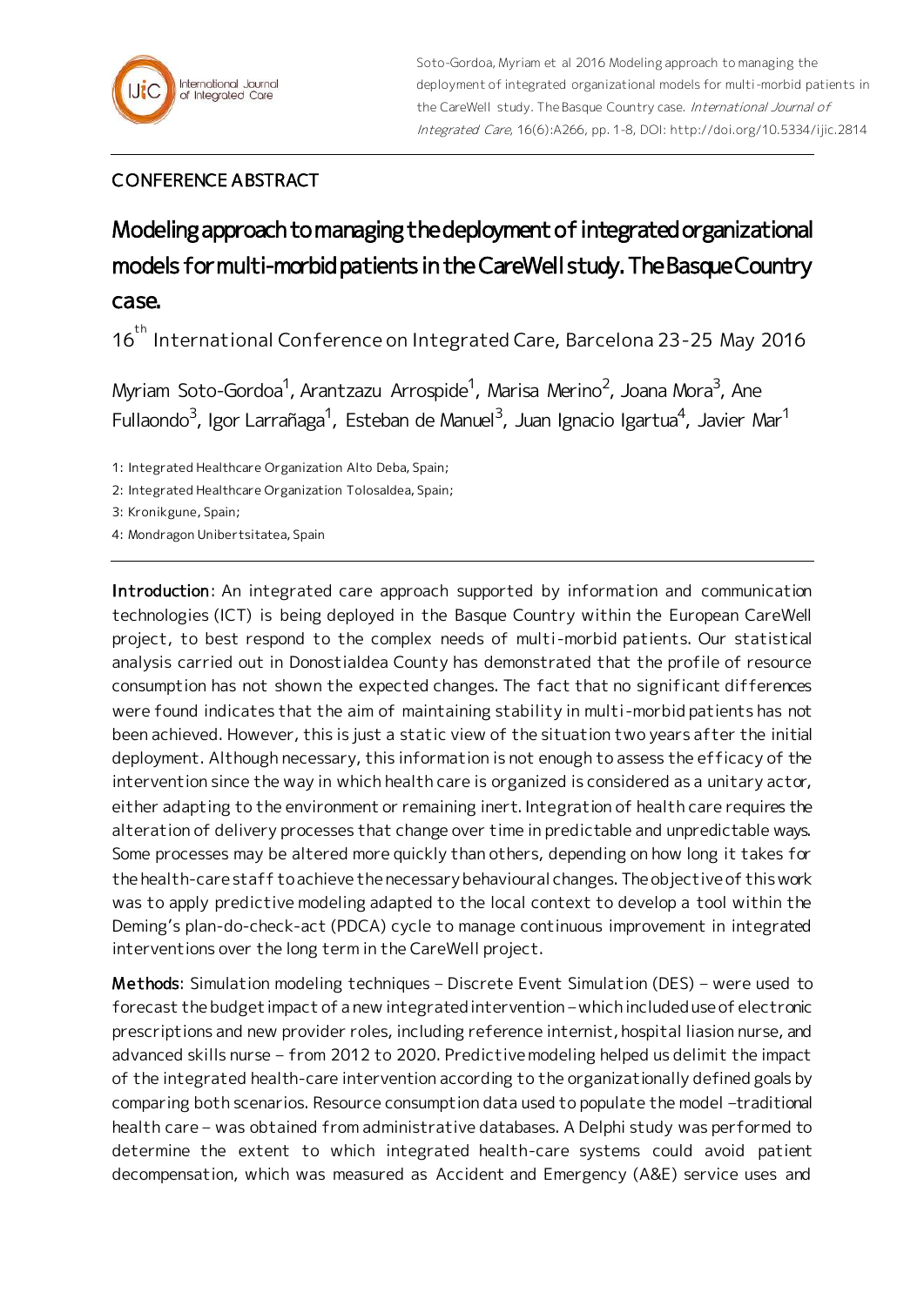Soto-Gordoa, Myriam et al 2016 Modeling approach to managing the deployment of integrated organizational models for multi-morbid patients in the CareWell study. The Basque Country case. *International Journal of Integrated Care*, 16(6):A266, pp. 1-8, DOI: http://doi.org/10.5334/ijic.2814

CONFERENCE ABSTRACT

# Modeling approach to managing the deployment of integrated organizational models for multi-morbid patients in the CareWell study. The Basque Country case.

16th International Conference on Integrated Care, Barcelona 23-25 May 2016

Myriam Soto-Gordoa[1], Arantzazu Arrospide[1], Marisa Merino[2], Joana Mora[3], Ane Fullaondo[3], Igor Larrañaga[1], Esteban de Manuel[3], Juan Ignacio Igartua[4], Javier Mar[1]

1: Integrated Healthcare Organization Alto Deba, Spain;

2: Integrated Healthcare Organization Tolosaldea, Spain;

3: Kronikgune, Spain;

4: Mondragon Unibertsitatea, Spain

**Introduction**: An integrated care approach supported by information and communication technologies (ICT) is being deployed in the Basque Country within the European CareWell project, to best respond to the complex needs of multi-morbid patients. Our statistical analysis carried out in Donostialdea County has demonstrated that the profile of resource consumption has not shown the expected changes. The fact that no significant differences were found indicates that the aim of maintaining stability in multi-morbid patients has not been achieved. However, this is just a static view of the situation two years after the initial deployment. Although necessary, this information is not enough to assess the efficacy of the intervention since the way in which health care is organized is considered as a unitary actor, either adapting to the environment or remaining inert. Integration of health care requires the alteration of delivery processes that change over time in predictable and unpredictable ways. Some processes may be altered more quickly than others, depending on how long it takes for the health-care staff to achieve the necessary behavioural changes. The objective of this work was to apply predictive modeling adapted to the local context to develop a tool within the Deming's plan-do-check-act (PDCA) cycle to manage continuous improvement in integrated interventions over the long term in the CareWell project.

**Methods**: Simulation modeling techniques – Discrete Event Simulation (DES) – were used to forecast the budget impact of a new integrated intervention – which included use of electronic prescriptions and new provider roles, including reference internist, hospital liasion nurse, and advanced skills nurse – from 2012 to 2020. Predictive modeling helped us delimit the impact of the integrated health-care intervention according to the organizationally defined goals by comparing both scenarios. Resource consumption data used to populate the model –traditional health care – was obtained from administrative databases. A Delphi study was performed to determine the extent to which integrated health-care systems could avoid patient decompensation, which was measured as Accident and Emergency (A&E) service uses and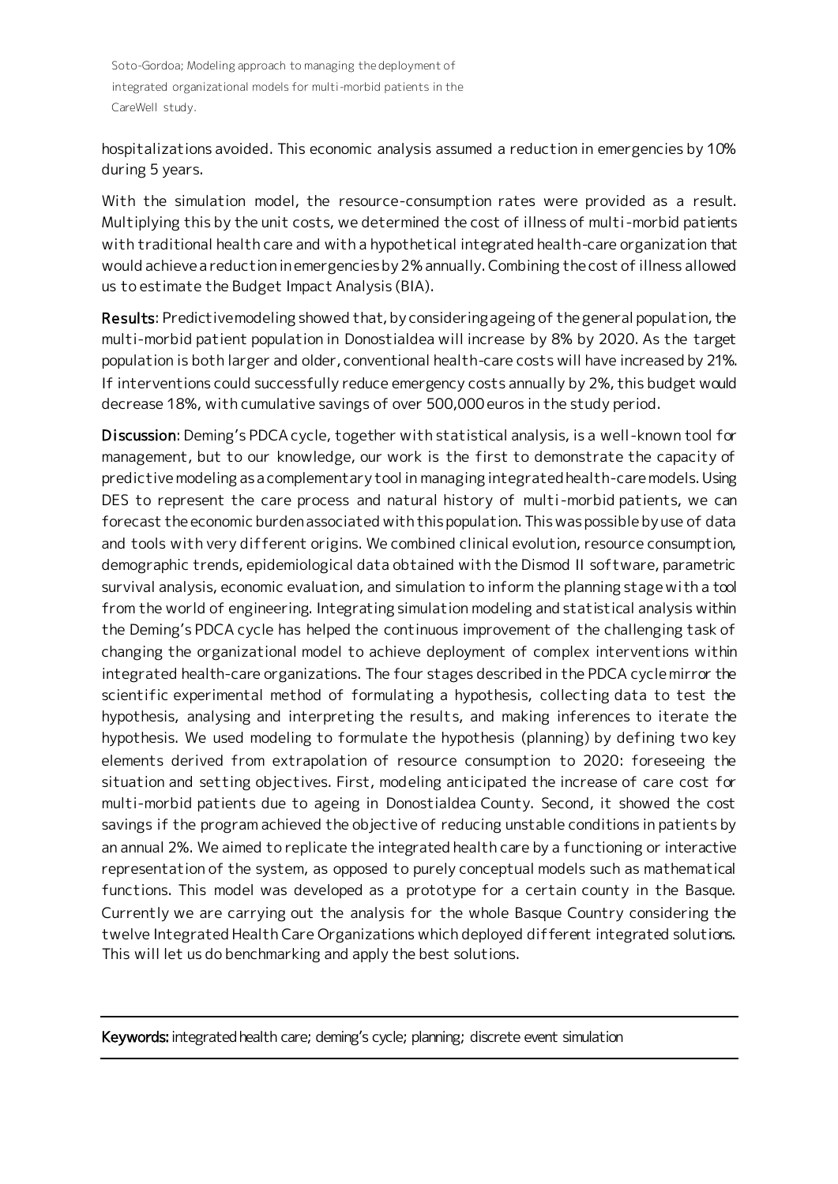hospitalizations avoided. This economic analysis assumed a reduction in emergencies by 10% during 5 years.

With the simulation model, the resource-consumption rates were provided as a result. Multiplying this by the unit costs, we determined the cost of illness of multi-morbid patients with traditional health care and with a hypothetical integrated health-care organization that would achieve a reduction in emergencies by 2% annually. Combining the cost of illness allowed us to estimate the Budget Impact Analysis (BIA).

**Results**: Predictive modeling showed that, by considering ageing of the general population, the multi-morbid patient population in Donostialdea will increase by 8% by 2020. As the target population is both larger and older, conventional health-care costs will have increased by 21%. If interventions could successfully reduce emergency costs annually by 2%, this budget would decrease 18%, with cumulative savings of over 500,000 euros in the study period.

**Discussion**: Deming's PDCA cycle, together with statistical analysis, is a well-known tool for management, but to our knowledge, our work is the first to demonstrate the capacity of predictive modeling as a complementary tool in managing integrated health-care models. Using DES to represent the care process and natural history of multi-morbid patients, we can forecast the economic burden associated with this population. This was possible by use of data and tools with very different origins. We combined clinical evolution, resource consumption, demographic trends, epidemiological data obtained with the Dismod II software, parametric survival analysis, economic evaluation, and simulation to inform the planning stage with a tool from the world of engineering. Integrating simulation modeling and statistical analysis within the Deming's PDCA cycle has helped the continuous improvement of the challenging task of changing the organizational model to achieve deployment of complex interventions within integrated health-care organizations. The four stages described in the PDCA cycle mirror the scientific experimental method of formulating a hypothesis, collecting data to test the hypothesis, analysing and interpreting the results, and making inferences to iterate the hypothesis. We used modeling to formulate the hypothesis (planning) by defining two key elements derived from extrapolation of resource consumption to 2020: foreseeing the situation and setting objectives. First, modeling anticipated the increase of care cost for multi-morbid patients due to ageing in Donostialdea County. Second, it showed the cost savings if the program achieved the objective of reducing unstable conditions in patients by an annual 2%. We aimed to replicate the integrated health care by a functioning or interactive representation of the system, as opposed to purely conceptual models such as mathematical functions. This model was developed as a prototype for a certain county in the Basque. Currently we are carrying out the analysis for the whole Basque Country considering the twelve Integrated Health Care Organizations which deployed different integrated solutions. This will let us do benchmarking and apply the best solutions.

---

**Keywords:** integrated health care; deming's cycle; planning; discrete event simulation

---